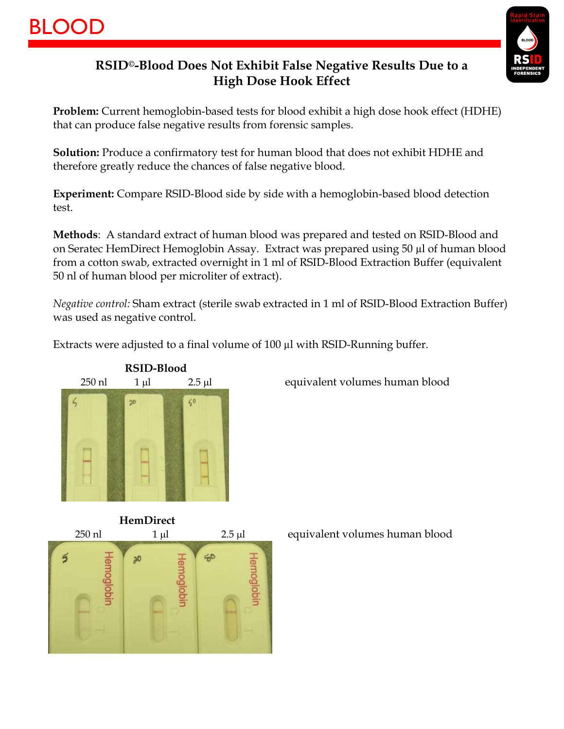# BLOOD

## RSID©-Blood Does Not Exhibit False Negative Results Due to a High Dose Hook Effect

**Problem:** Current hemoglobin-based tests for blood exhibit a high dose hook effect (HDHE) that can produce false negative results from forensic samples.

**Solution:** Produce a confirmatory test for human blood that does not exhibit HDHE and therefore greatly reduce the chances of false negative blood.

**Experiment:** Compare RSID-Blood side by side with a hemoglobin-based blood detection test.

**Methods**: A standard extract of human blood was prepared and tested on RSID-Blood and on Seratec HemDirect Hemoglobin Assay. Extract was prepared using 50 µl of human blood from a cotton swab, extracted overnight in 1 ml of RSID-Blood Extraction Buffer (equivalent 50 nl of human blood per microliter of extract).

*Negative control:* Sham extract (sterile swab extracted in 1 ml of RSID-Blood Extraction Buffer) was used as negative control.

Extracts were adjusted to a final volume of 100 µl with RSID-Running buffer.

**RSID-Blood**

250 nl 1 µl 2.5 µl equivalent volumes human blood

**HemDirect**

250 nl 1 µl 2.5 µl equivalent volumes human blood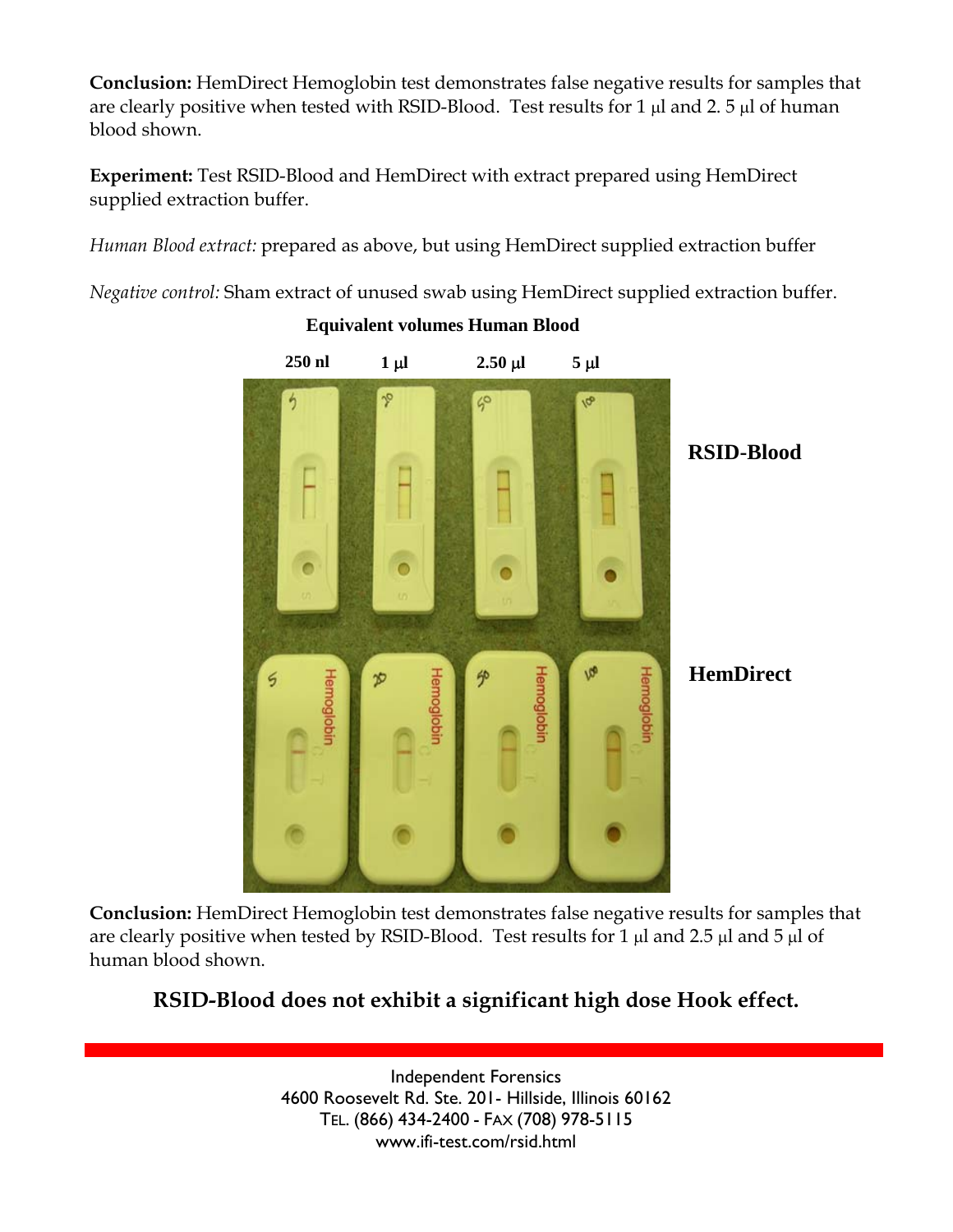**Conclusion:** HemDirect Hemoglobin test demonstrates false negative results for samples that are clearly positive when tested with RSID-Blood. Test results for 1 μl and 2. 5 μl of human blood shown.

**Experiment:** Test RSID-Blood and HemDirect with extract prepared using HemDirect supplied extraction buffer.

*Human Blood extract:* prepared as above, but using HemDirect supplied extraction buffer

*Negative control:* Sham extract of unused swab using HemDirect supplied extraction buffer.

**Equivalent volumes Human Blood**

**250 nl** **1 μl** **2.50 μl** **5 μl**

**RSID-Blood**

**HemDirect**

**Conclusion:** HemDirect Hemoglobin test demonstrates false negative results for samples that are clearly positive when tested by RSID-Blood. Test results for 1 μl and 2.5 μl and 5 μl of human blood shown.

**RSID-Blood does not exhibit a significant high dose Hook effect.**

Independent Forensics
4600 Roosevelt Rd. Ste. 201- Hillside, Illinois 60162
TEL. (866) 434-2400 - FAX (708) 978-5115
www.ifi-test.com/rsid.html